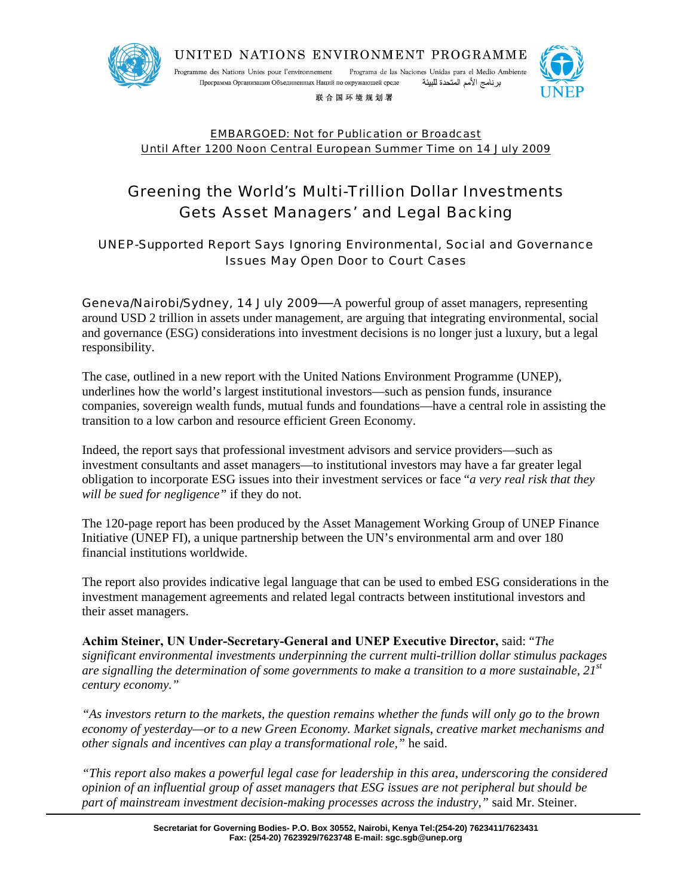UNITED NATIONS ENVIRONMENT PROGRAMME

Programme des Nations Unies pour l'environnement   Programa de las Naciones Unidas para el Medio Ambiente
Программа Организации Объединенных Наций по окружающей среде   برنامج الأمم المتحدة للبيئة
联合国环境规划署

UNEP

EMBARGOED: Not for Publication or Broadcast
Until After 1200 Noon Central European Summer Time on 14 July 2009

# Greening the World's Multi-Trillion Dollar Investments Gets Asset Managers' and Legal Backing

## UNEP-Supported Report Says Ignoring Environmental, Social and Governance Issues May Open Door to Court Cases

Geneva/Nairobi/Sydney, 14 July 2009—A powerful group of asset managers, representing around USD 2 trillion in assets under management, are arguing that integrating environmental, social and governance (ESG) considerations into investment decisions is no longer just a luxury, but a legal responsibility.

The case, outlined in a new report with the United Nations Environment Programme (UNEP), underlines how the world's largest institutional investors—such as pension funds, insurance companies, sovereign wealth funds, mutual funds and foundations—have a central role in assisting the transition to a low carbon and resource efficient Green Economy.

Indeed, the report says that professional investment advisors and service providers—such as investment consultants and asset managers—to institutional investors may have a far greater legal obligation to incorporate ESG issues into their investment services or face "*a very real risk that they will be sued for negligence*" if they do not.

The 120-page report has been produced by the Asset Management Working Group of UNEP Finance Initiative (UNEP FI), a unique partnership between the UN's environmental arm and over 180 financial institutions worldwide.

The report also provides indicative legal language that can be used to embed ESG considerations in the investment management agreements and related legal contracts between institutional investors and their asset managers.

**Achim Steiner, UN Under-Secretary-General and UNEP Executive Director,** said: "*The significant environmental investments underpinning the current multi-trillion dollar stimulus packages are signalling the determination of some governments to make a transition to a more sustainable, 21st century economy.*"

"*As investors return to the markets, the question remains whether the funds will only go to the brown economy of yesterday—or to a new Green Economy. Market signals, creative market mechanisms and other signals and incentives can play a transformational role,*" he said.

"*This report also makes a powerful legal case for leadership in this area, underscoring the considered opinion of an influential group of asset managers that ESG issues are not peripheral but should be part of mainstream investment decision-making processes across the industry,*" said Mr. Steiner.

Secretariat for Governing Bodies- P.O. Box 30552, Nairobi, Kenya Tel:(254-20) 7623411/7623431
Fax: (254-20) 7623929/7623748 E-mail: sgc.sgb@unep.org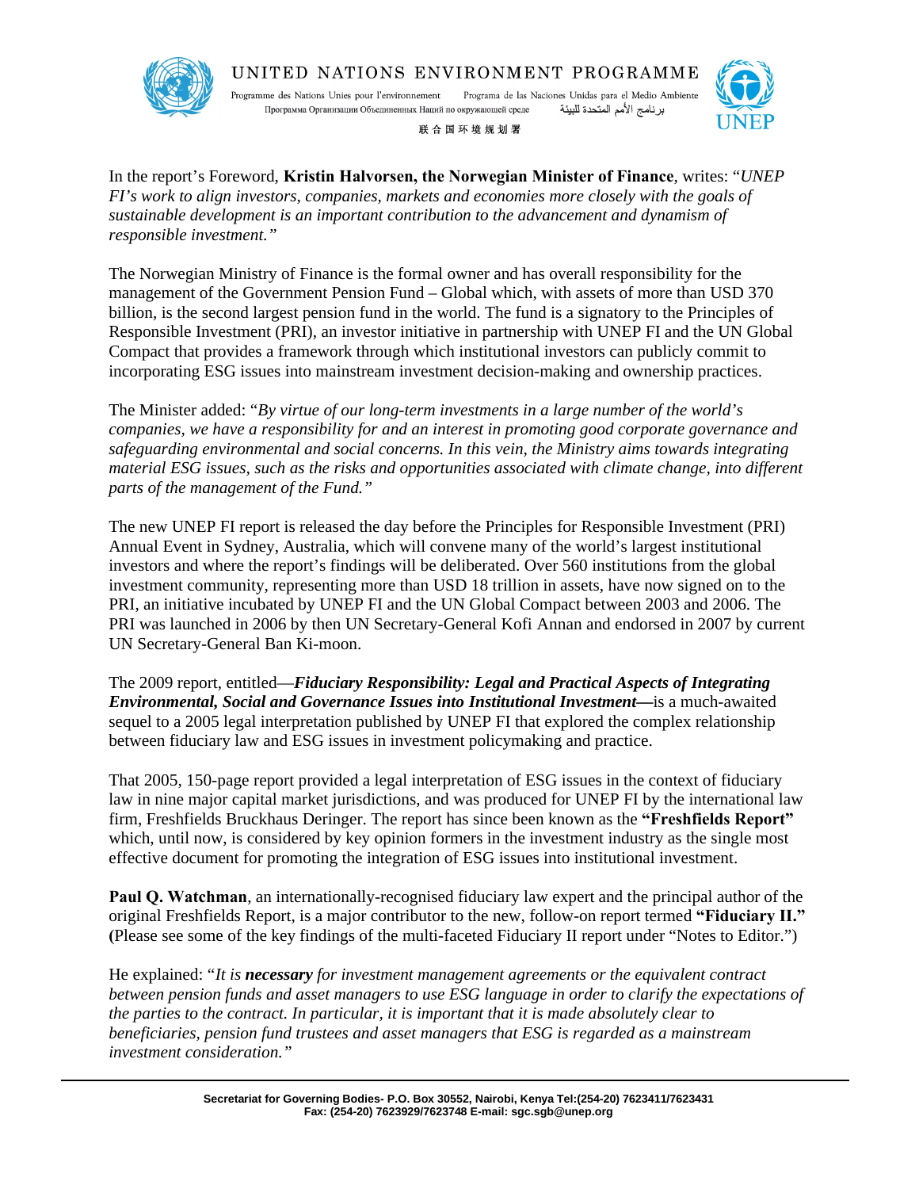In the report's Foreword, **Kristin Halvorsen, the Norwegian Minister of Finance**, writes: "*UNEP FI's work to align investors, companies, markets and economies more closely with the goals of sustainable development is an important contribution to the advancement and dynamism of responsible investment.*"

The Norwegian Ministry of Finance is the formal owner and has overall responsibility for the management of the Government Pension Fund – Global which, with assets of more than USD 370 billion, is the second largest pension fund in the world. The fund is a signatory to the Principles of Responsible Investment (PRI), an investor initiative in partnership with UNEP FI and the UN Global Compact that provides a framework through which institutional investors can publicly commit to incorporating ESG issues into mainstream investment decision-making and ownership practices.

The Minister added: "*By virtue of our long-term investments in a large number of the world's companies, we have a responsibility for and an interest in promoting good corporate governance and safeguarding environmental and social concerns. In this vein, the Ministry aims towards integrating material ESG issues, such as the risks and opportunities associated with climate change, into different parts of the management of the Fund.*"

The new UNEP FI report is released the day before the Principles for Responsible Investment (PRI) Annual Event in Sydney, Australia, which will convene many of the world's largest institutional investors and where the report's findings will be deliberated. Over 560 institutions from the global investment community, representing more than USD 18 trillion in assets, have now signed on to the PRI, an initiative incubated by UNEP FI and the UN Global Compact between 2003 and 2006. The PRI was launched in 2006 by then UN Secretary-General Kofi Annan and endorsed in 2007 by current UN Secretary-General Ban Ki-moon.

The 2009 report, entitled—***Fiduciary Responsibility: Legal and Practical Aspects of Integrating Environmental, Social and Governance Issues into Institutional Investment*—**is a much-awaited sequel to a 2005 legal interpretation published by UNEP FI that explored the complex relationship between fiduciary law and ESG issues in investment policymaking and practice.

That 2005, 150-page report provided a legal interpretation of ESG issues in the context of fiduciary law in nine major capital market jurisdictions, and was produced for UNEP FI by the international law firm, Freshfields Bruckhaus Deringer. The report has since been known as the **"Freshfields Report"** which, until now, is considered by key opinion formers in the investment industry as the single most effective document for promoting the integration of ESG issues into institutional investment.

**Paul Q. Watchman**, an internationally-recognised fiduciary law expert and the principal author of the original Freshfields Report, is a major contributor to the new, follow-on report termed **"Fiduciary II." (**Please see some of the key findings of the multi-faceted Fiduciary II report under "Notes to Editor.")

He explained: "*It is **necessary** for investment management agreements or the equivalent contract between pension funds and asset managers to use ESG language in order to clarify the expectations of the parties to the contract. In particular, it is important that it is made absolutely clear to beneficiaries, pension fund trustees and asset managers that ESG is regarded as a mainstream investment consideration.*"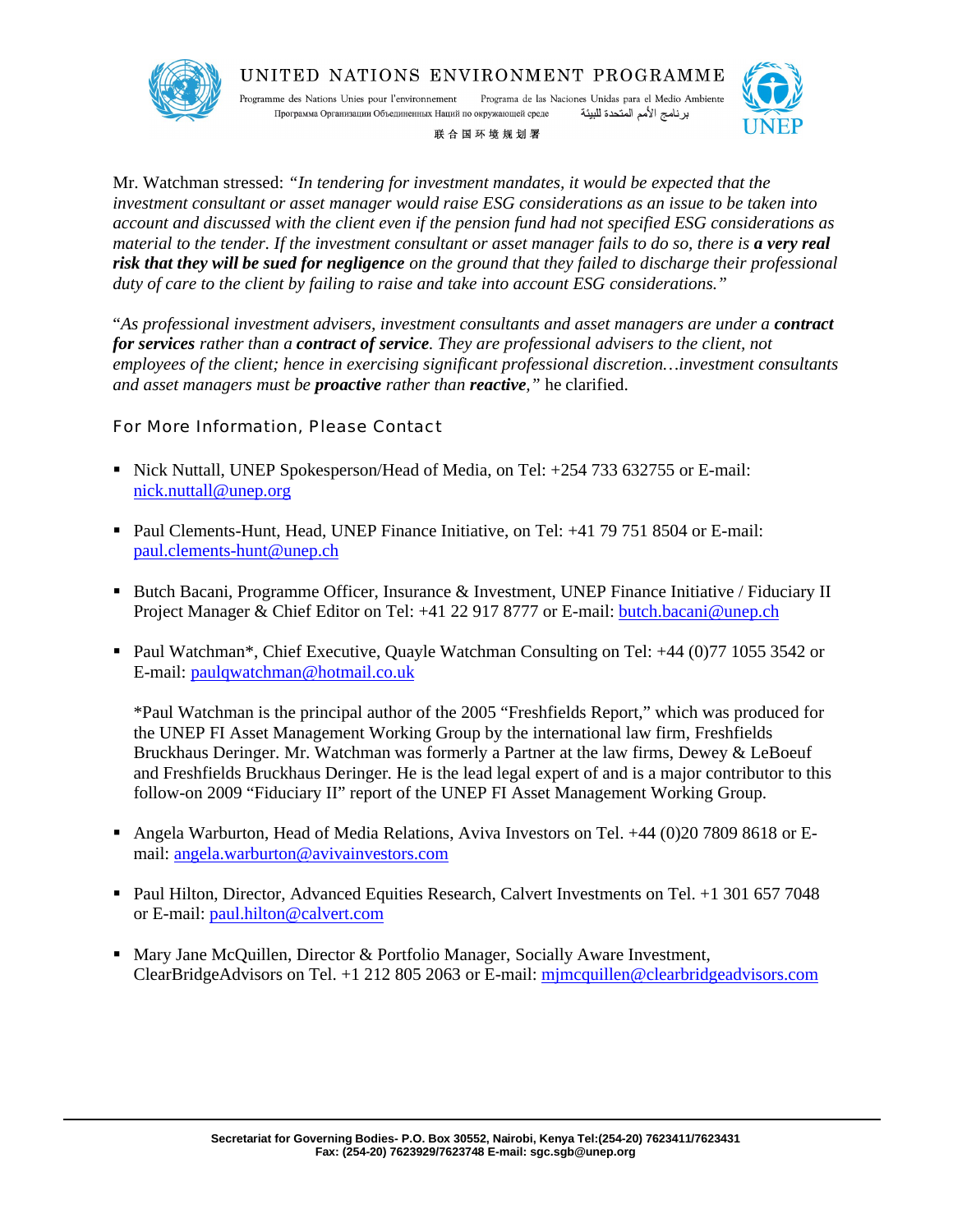Mr. Watchman stressed: *"In tendering for investment mandates, it would be expected that the investment consultant or asset manager would raise ESG considerations as an issue to be taken into account and discussed with the client even if the pension fund had not specified ESG considerations as material to the tender. If the investment consultant or asset manager fails to do so, there is **a very real risk that they will be sued for negligence** on the ground that they failed to discharge their professional duty of care to the client by failing to raise and take into account ESG considerations."*

"*As professional investment advisers, investment consultants and asset managers are under a **contract for services** rather than a **contract of service**. They are professional advisers to the client, not employees of the client; hence in exercising significant professional discretion…investment consultants and asset managers must be **proactive** rather than **reactive**,"* he clarified.

For More Information, Please Contact

- Nick Nuttall, UNEP Spokesperson/Head of Media, on Tel: +254 733 632755 or E-mail: nick.nuttall@unep.org

- Paul Clements-Hunt, Head, UNEP Finance Initiative, on Tel: +41 79 751 8504 or E-mail: paul.clements-hunt@unep.ch

- Butch Bacani, Programme Officer, Insurance & Investment, UNEP Finance Initiative / Fiduciary II Project Manager & Chief Editor on Tel: +41 22 917 8777 or E-mail: butch.bacani@unep.ch

- Paul Watchman*, Chief Executive, Quayle Watchman Consulting on Tel: +44 (0)77 1055 3542 or E-mail: paulqwatchman@hotmail.co.uk

  *Paul Watchman is the principal author of the 2005 "Freshfields Report," which was produced for the UNEP FI Asset Management Working Group by the international law firm, Freshfields Bruckhaus Deringer. Mr. Watchman was formerly a Partner at the law firms, Dewey & LeBoeuf and Freshfields Bruckhaus Deringer. He is the lead legal expert of and is a major contributor to this follow-on 2009 "Fiduciary II" report of the UNEP FI Asset Management Working Group.

- Angela Warburton, Head of Media Relations, Aviva Investors on Tel. +44 (0)20 7809 8618 or E-mail: angela.warburton@avivainvestors.com

- Paul Hilton, Director, Advanced Equities Research, Calvert Investments on Tel. +1 301 657 7048 or E-mail: paul.hilton@calvert.com

- Mary Jane McQuillen, Director & Portfolio Manager, Socially Aware Investment, ClearBridgeAdvisors on Tel. +1 212 805 2063 or E-mail: mjmcquillen@clearbridgeadvisors.com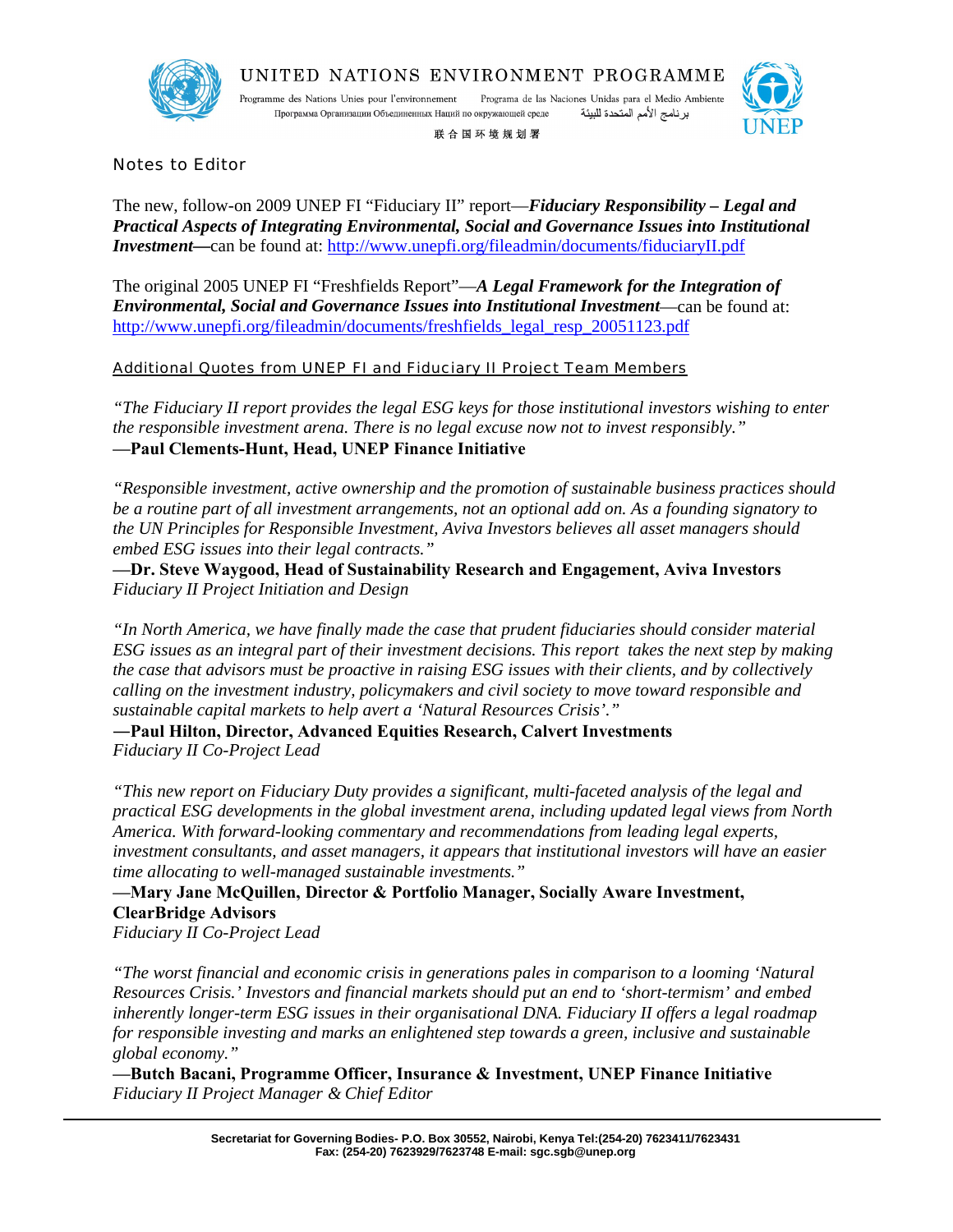UNITED NATIONS ENVIRONMENT PROGRAMME

Programme des Nations Unies pour l'environnement Programa de las Naciones Unidas para el Medio Ambiente
Программа Организации Объединенных Наций по окружающей среде برنامج الأمم المتحدة للبيئة
联合国环境规划署

## Notes to Editor

The new, follow-on 2009 UNEP FI "Fiduciary II" report—***Fiduciary Responsibility – Legal and Practical Aspects of Integrating Environmental, Social and Governance Issues into Institutional Investment***—can be found at: http://www.unepfi.org/fileadmin/documents/fiduciaryII.pdf

The original 2005 UNEP FI "Freshfields Report"—***A Legal Framework for the Integration of Environmental, Social and Governance Issues into Institutional Investment***—can be found at: http://www.unepfi.org/fileadmin/documents/freshfields_legal_resp_20051123.pdf

### Additional Quotes from UNEP FI and Fiduciary II Project Team Members

*"The Fiduciary II report provides the legal ESG keys for those institutional investors wishing to enter the responsible investment arena. There is no legal excuse now not to invest responsibly."*
**—Paul Clements-Hunt, Head, UNEP Finance Initiative**

*"Responsible investment, active ownership and the promotion of sustainable business practices should be a routine part of all investment arrangements, not an optional add on. As a founding signatory to the UN Principles for Responsible Investment, Aviva Investors believes all asset managers should embed ESG issues into their legal contracts."*
**—Dr. Steve Waygood, Head of Sustainability Research and Engagement, Aviva Investors**
*Fiduciary II Project Initiation and Design*

*"In North America, we have finally made the case that prudent fiduciaries should consider material ESG issues as an integral part of their investment decisions. This report takes the next step by making the case that advisors must be proactive in raising ESG issues with their clients, and by collectively calling on the investment industry, policymakers and civil society to move toward responsible and sustainable capital markets to help avert a 'Natural Resources Crisis'."*
**—Paul Hilton, Director, Advanced Equities Research, Calvert Investments**
*Fiduciary II Co-Project Lead*

*"This new report on Fiduciary Duty provides a significant, multi-faceted analysis of the legal and practical ESG developments in the global investment arena, including updated legal views from North America. With forward-looking commentary and recommendations from leading legal experts, investment consultants, and asset managers, it appears that institutional investors will have an easier time allocating to well-managed sustainable investments."*
**—Mary Jane McQuillen, Director & Portfolio Manager, Socially Aware Investment, ClearBridge Advisors**
*Fiduciary II Co-Project Lead*

*"The worst financial and economic crisis in generations pales in comparison to a looming 'Natural Resources Crisis.' Investors and financial markets should put an end to 'short-termism' and embed inherently longer-term ESG issues in their organisational DNA. Fiduciary II offers a legal roadmap for responsible investing and marks an enlightened step towards a green, inclusive and sustainable global economy."*
**—Butch Bacani, Programme Officer, Insurance & Investment, UNEP Finance Initiative**
*Fiduciary II Project Manager & Chief Editor*

**Secretariat for Governing Bodies- P.O. Box 30552, Nairobi, Kenya Tel:(254-20) 7623411/7623431
Fax: (254-20) 7623929/7623748 E-mail: sgc.sgb@unep.org**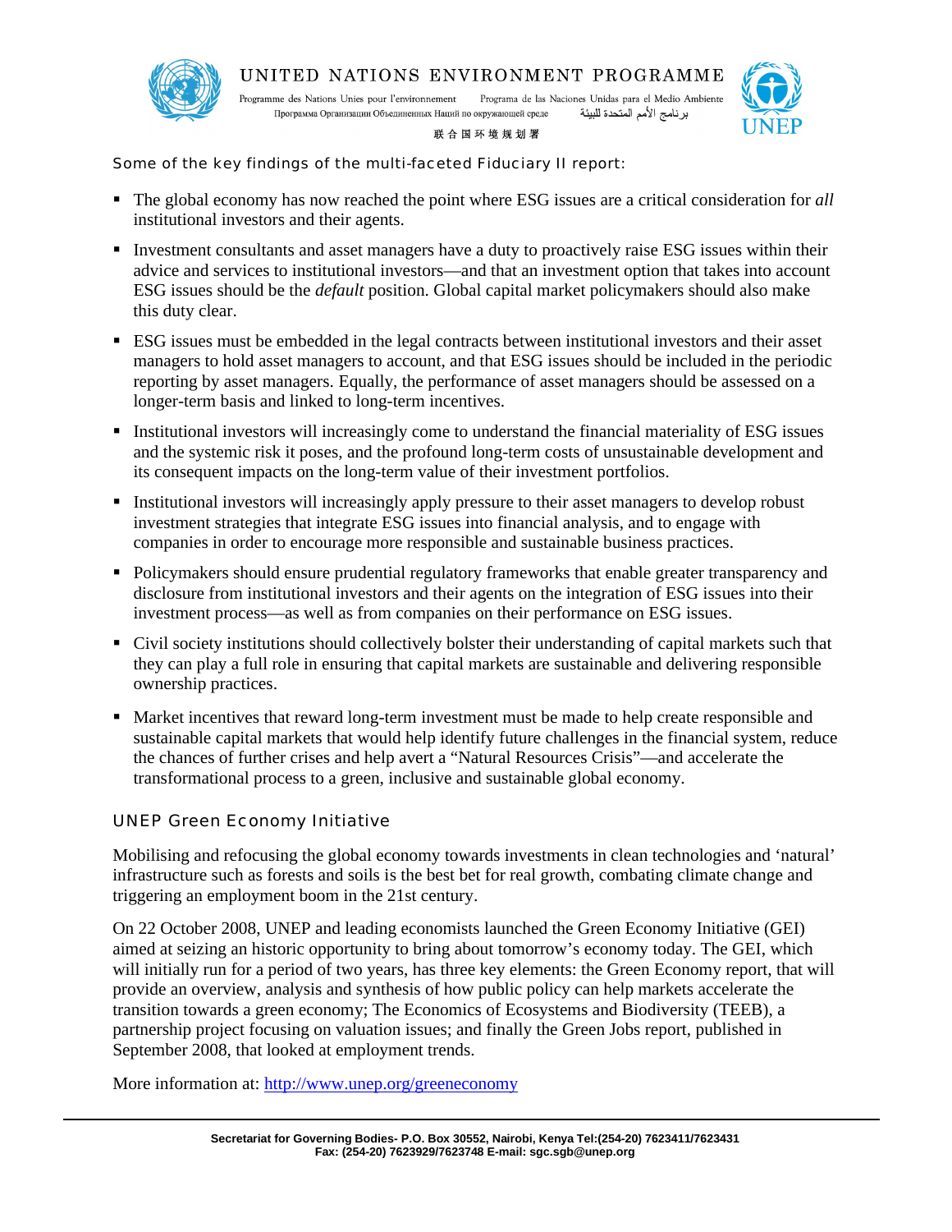Some of the key findings of the multi-faceted Fiduciary II report:

- The global economy has now reached the point where ESG issues are a critical consideration for *all* institutional investors and their agents.
- Investment consultants and asset managers have a duty to proactively raise ESG issues within their advice and services to institutional investors—and that an investment option that takes into account ESG issues should be the *default* position. Global capital market policymakers should also make this duty clear.
- ESG issues must be embedded in the legal contracts between institutional investors and their asset managers to hold asset managers to account, and that ESG issues should be included in the periodic reporting by asset managers. Equally, the performance of asset managers should be assessed on a longer-term basis and linked to long-term incentives.
- Institutional investors will increasingly come to understand the financial materiality of ESG issues and the systemic risk it poses, and the profound long-term costs of unsustainable development and its consequent impacts on the long-term value of their investment portfolios.
- Institutional investors will increasingly apply pressure to their asset managers to develop robust investment strategies that integrate ESG issues into financial analysis, and to engage with companies in order to encourage more responsible and sustainable business practices.
- Policymakers should ensure prudential regulatory frameworks that enable greater transparency and disclosure from institutional investors and their agents on the integration of ESG issues into their investment process—as well as from companies on their performance on ESG issues.
- Civil society institutions should collectively bolster their understanding of capital markets such that they can play a full role in ensuring that capital markets are sustainable and delivering responsible ownership practices.
- Market incentives that reward long-term investment must be made to help create responsible and sustainable capital markets that would help identify future challenges in the financial system, reduce the chances of further crises and help avert a "Natural Resources Crisis"—and accelerate the transformational process to a green, inclusive and sustainable global economy.

## UNEP Green Economy Initiative

Mobilising and refocusing the global economy towards investments in clean technologies and 'natural' infrastructure such as forests and soils is the best bet for real growth, combating climate change and triggering an employment boom in the 21st century.

On 22 October 2008, UNEP and leading economists launched the Green Economy Initiative (GEI) aimed at seizing an historic opportunity to bring about tomorrow's economy today. The GEI, which will initially run for a period of two years, has three key elements: the Green Economy report, that will provide an overview, analysis and synthesis of how public policy can help markets accelerate the transition towards a green economy; The Economics of Ecosystems and Biodiversity (TEEB), a partnership project focusing on valuation issues; and finally the Green Jobs report, published in September 2008, that looked at employment trends.

More information at: [http://www.unep.org/greeneconomy](http://www.unep.org/greeneconomy)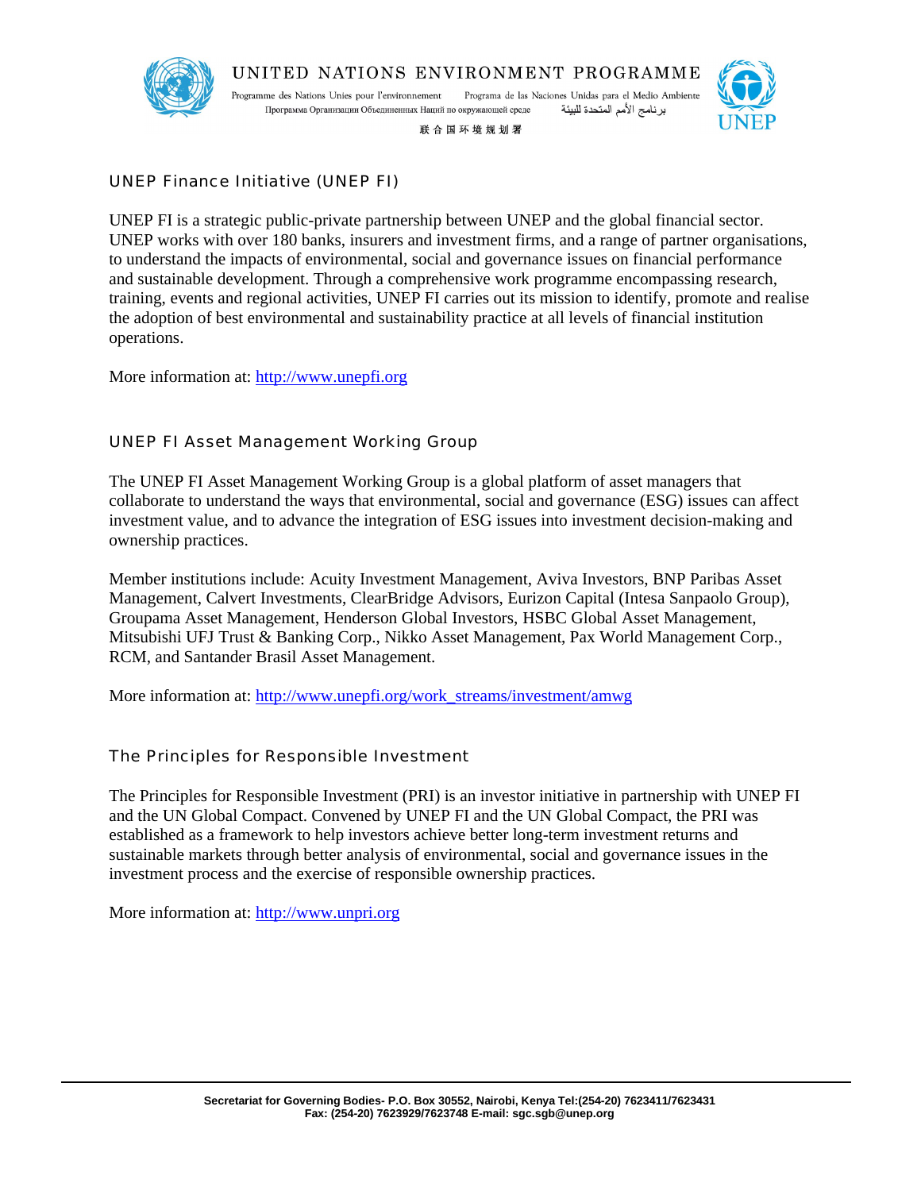UNITED NATIONS ENVIRONMENT PROGRAMME

Programme des Nations Unies pour l'environnement    Programa de las Naciones Unidas para el Medio Ambiente

Программа Организации Объединенных Наций по окружающей среде    برنامج الأمم المتحدة للبيئة

联合国环境规划署

UNEP

## UNEP Finance Initiative (UNEP FI)

UNEP FI is a strategic public-private partnership between UNEP and the global financial sector. UNEP works with over 180 banks, insurers and investment firms, and a range of partner organisations, to understand the impacts of environmental, social and governance issues on financial performance and sustainable development. Through a comprehensive work programme encompassing research, training, events and regional activities, UNEP FI carries out its mission to identify, promote and realise the adoption of best environmental and sustainability practice at all levels of financial institution operations.

More information at: http://www.unepfi.org

## UNEP FI Asset Management Working Group

The UNEP FI Asset Management Working Group is a global platform of asset managers that collaborate to understand the ways that environmental, social and governance (ESG) issues can affect investment value, and to advance the integration of ESG issues into investment decision-making and ownership practices.

Member institutions include: Acuity Investment Management, Aviva Investors, BNP Paribas Asset Management, Calvert Investments, ClearBridge Advisors, Eurizon Capital (Intesa Sanpaolo Group), Groupama Asset Management, Henderson Global Investors, HSBC Global Asset Management, Mitsubishi UFJ Trust & Banking Corp., Nikko Asset Management, Pax World Management Corp., RCM, and Santander Brasil Asset Management.

More information at: http://www.unepfi.org/work_streams/investment/amwg

## The Principles for Responsible Investment

The Principles for Responsible Investment (PRI) is an investor initiative in partnership with UNEP FI and the UN Global Compact. Convened by UNEP FI and the UN Global Compact, the PRI was established as a framework to help investors achieve better long-term investment returns and sustainable markets through better analysis of environmental, social and governance issues in the investment process and the exercise of responsible ownership practices.

More information at: http://www.unpri.org

**Secretariat for Governing Bodies- P.O. Box 30552, Nairobi, Kenya Tel:(254-20) 7623411/7623431**
**Fax: (254-20) 7623929/7623748 E-mail: sgc.sgb@unep.org**